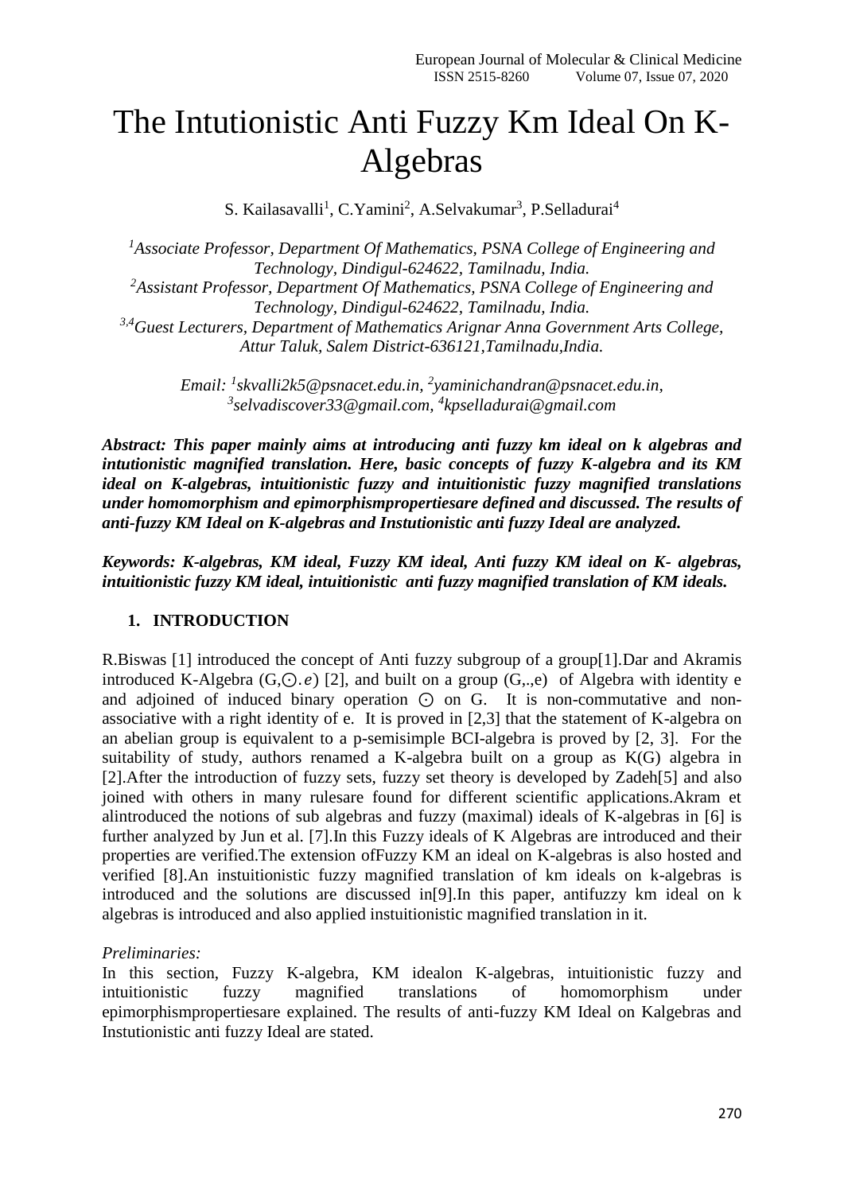# The Intutionistic Anti Fuzzy Km Ideal On K-Algebras

S. Kailasavalli[1], C.Yamini[2], A.Selvakumar[3], P.Selladurai[4]

*[1]Associate Professor, Department Of Mathematics, PSNA College of Engineering and Technology, Dindigul-624622, Tamilnadu, India.*
*[2]Assistant Professor, Department Of Mathematics, PSNA College of Engineering and Technology, Dindigul-624622, Tamilnadu, India.*
*[3,4]Guest Lecturers, Department of Mathematics Arignar Anna Government Arts College, Attur Taluk, Salem District-636121,Tamilnadu,India.*

*Email: [1]skvalli2k5@psnacet.edu.in, [2]yaminichandran@psnacet.edu.in, [3]selvadiscover33@gmail.com, [4]kpselladurai@gmail.com*

***Abstract: This paper mainly aims at introducing anti fuzzy km ideal on k algebras and intutionistic magnified translation. Here, basic concepts of fuzzy K-algebra and its KM ideal on K-algebras, intuitionistic fuzzy and intuitionistic fuzzy magnified translations under homomorphism and epimorphismpropertiesare defined and discussed. The results of anti-fuzzy KM Ideal on K-algebras and Instutionistic anti fuzzy Ideal are analyzed.***

***Keywords: K-algebras, KM ideal, Fuzzy KM ideal, Anti fuzzy KM ideal on K- algebras, intuitionistic fuzzy KM ideal, intuitionistic anti fuzzy magnified translation of KM ideals.***

## 1. INTRODUCTION

R.Biswas [1] introduced the concept of Anti fuzzy subgroup of a group[1].Dar and Akramis introduced K-Algebra $(G,\odot.e)$ [2], and built on a group (G,.,e) of Algebra with identity e and adjoined of induced binary operation $\odot$ on G. It is non-commutative and non-associative with a right identity of e. It is proved in [2,3] that the statement of K-algebra on an abelian group is equivalent to a p-semisimple BCI-algebra is proved by [2, 3]. For the suitability of study, authors renamed a K-algebra built on a group as K(G) algebra in [2].After the introduction of fuzzy sets, fuzzy set theory is developed by Zadeh[5] and also joined with others in many rulesare found for different scientific applications.Akram et alintroduced the notions of sub algebras and fuzzy (maximal) ideals of K-algebras in [6] is further analyzed by Jun et al. [7].In this Fuzzy ideals of K Algebras are introduced and their properties are verified.The extension ofFuzzy KM an ideal on K-algebras is also hosted and verified [8].An instuitionistic fuzzy magnified translation of km ideals on k-algebras is introduced and the solutions are discussed in[9].In this paper, antifuzzy km ideal on k algebras is introduced and also applied instuitionistic magnified translation in it.

*Preliminaries:*

In this section, Fuzzy K-algebra, KM idealon K-algebras, intuitionistic fuzzy and intuitionistic fuzzy magnified translations of homomorphism under epimorphismpropertiesare explained. The results of anti-fuzzy KM Ideal on Kalgebras and Instutionistic anti fuzzy Ideal are stated.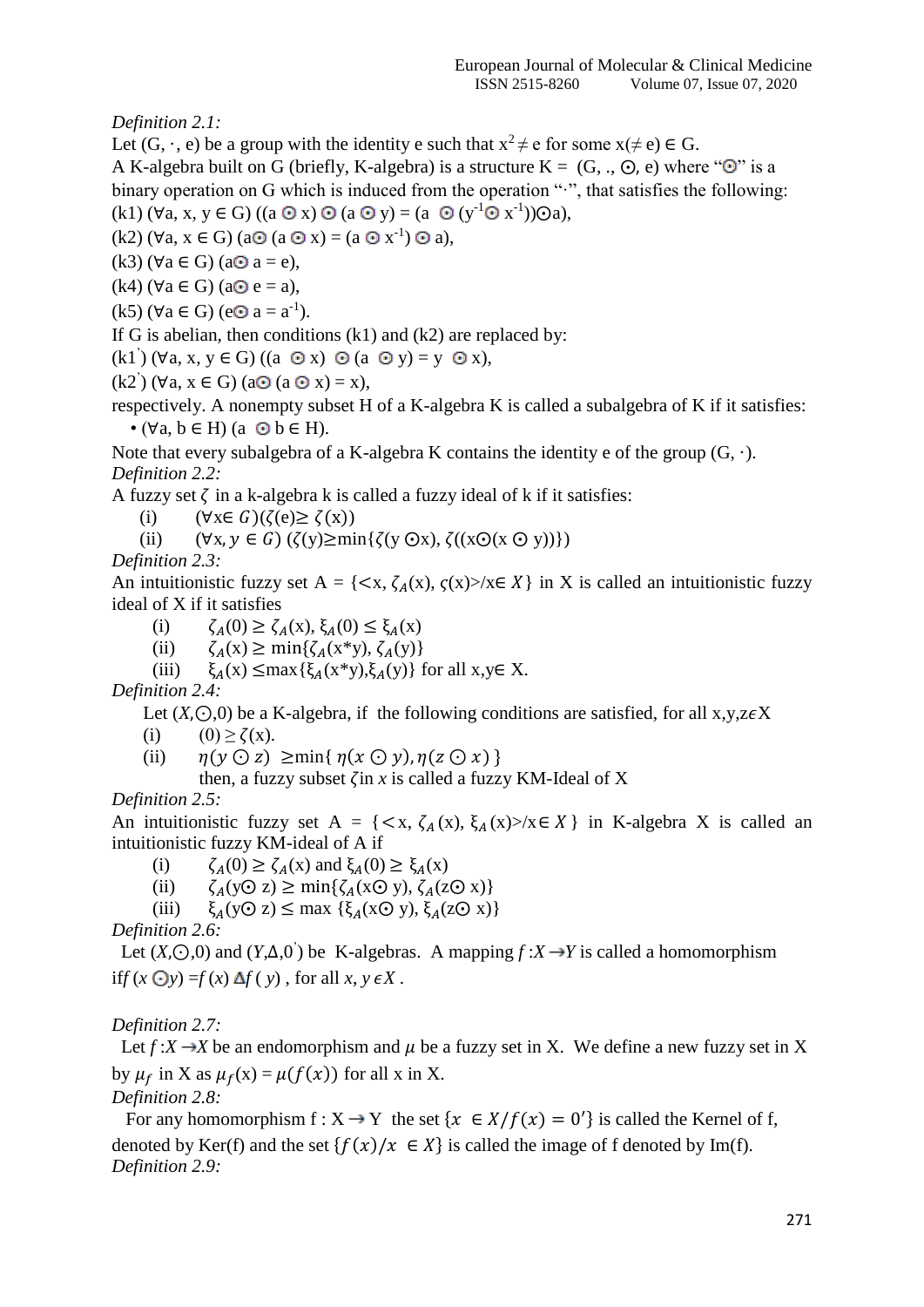*Definition 2.1:*

Let $(G, \cdot, e)$ be a group with the identity e such that $x^2 \neq e$ for some $x(\neq e) \in G$.

A K-algebra built on G (briefly, K-algebra) is a structure $K = (G, ., \odot, e)$ where "$\odot$" is a binary operation on G which is induced from the operation "$\cdot$", that satisfies the following:

(k1) $(\forall a, x, y \in G)\ ((a \odot x) \odot (a \odot y) = (a \odot (y^{-1} \odot x^{-1})) \odot a)$,

(k2) $(\forall a, x \in G)\ (a \odot (a \odot x) = (a \odot x^{-1}) \odot a)$,

(k3) $(\forall a \in G)\ (a \odot a = e)$,

(k4) $(\forall a \in G)\ (a \odot e = a)$,

(k5) $(\forall a \in G)\ (e \odot a = a^{-1})$.

If G is abelian, then conditions (k1) and (k2) are replaced by:

(k1$'$) $(\forall a, x, y \in G)\ ((a \odot x) \odot (a \odot y) = y \odot x)$,

(k2$'$) $(\forall a, x \in G)\ (a \odot (a \odot x) = x)$,

respectively. A nonempty subset H of a K-algebra K is called a subalgebra of K if it satisfies:

- $(\forall a, b \in H)\ (a \odot b \in H)$.

Note that every subalgebra of a K-algebra K contains the identity e of the group $(G, \cdot)$.

*Definition 2.2:*

A fuzzy set $\zeta$ in a k-algebra k is called a fuzzy ideal of k if it satisfies:

(i) $(\forall x \in G)(\zeta(e) \geq \zeta(x))$

(ii) $(\forall x, y \in G)\ (\zeta(y) \geq \min\{\zeta(y \odot x), \zeta((x \odot (x \odot y))\})$

*Definition 2.3:*

An intuitionistic fuzzy set $A = \{<x, \zeta_A(x), \varsigma(x)>/x \in X\}$ in X is called an intuitionistic fuzzy ideal of X if it satisfies

(i) $\zeta_A(0) \geq \zeta_A(x)$, $\xi_A(0) \leq \xi_A(x)$

(ii) $\zeta_A(x) \geq \min\{\zeta_A(x*y), \zeta_A(y)\}$

(iii) $\xi_A(x) \leq \max\{\xi_A(x*y), \xi_A(y)\}$ for all $x, y \in X$.

*Definition 2.4:*

Let $(X, \odot, 0)$ be a K-algebra, if the following conditions are satisfied, for all $x, y, z \in X$

(i) $(0) \geq \zeta(x)$.

(ii) $\eta(y \odot z) \geq \min\{\eta(x \odot y), \eta(z \odot x)\}$

then, a fuzzy subset $\zeta$ in $x$ is called a fuzzy KM-Ideal of X

*Definition 2.5:*

An intuitionistic fuzzy set $A = \{<x, \zeta_A(x), \xi_A(x)>/x \in X\}$ in K-algebra X is called an intuitionistic fuzzy KM-ideal of A if

(i) $\zeta_A(0) \geq \zeta_A(x)$ and $\xi_A(0) \geq \xi_A(x)$

(ii) $\zeta_A(y \odot z) \geq \min\{\zeta_A(x \odot y), \zeta_A(z \odot x)\}$

(iii) $\xi_A(y \odot z) \leq \max\{\xi_A(x \odot y), \xi_A(z \odot x)\}$

*Definition 2.6:*

Let $(X, \odot, 0)$ and $(Y, \Delta, 0')$ be K-algebras. A mapping $f: X \rightarrow Y$ is called a homomorphism iff $(x \odot y) = f(x)\, \Delta f(y)$, for all $x, y \in X$.

*Definition 2.7:*

Let $f: X \rightarrow X$ be an endomorphism and $\mu$ be a fuzzy set in X. We define a new fuzzy set in X by $\mu_f$ in X as $\mu_f(x) = \mu(f(x))$ for all x in X.

*Definition 2.8:*

For any homomorphism $f: X \rightarrow Y$ the set $\{x \in X / f(x) = 0'\}$ is called the Kernel of f, denoted by Ker(f) and the set $\{f(x)/x \in X\}$ is called the image of f denoted by Im(f).

*Definition 2.9:*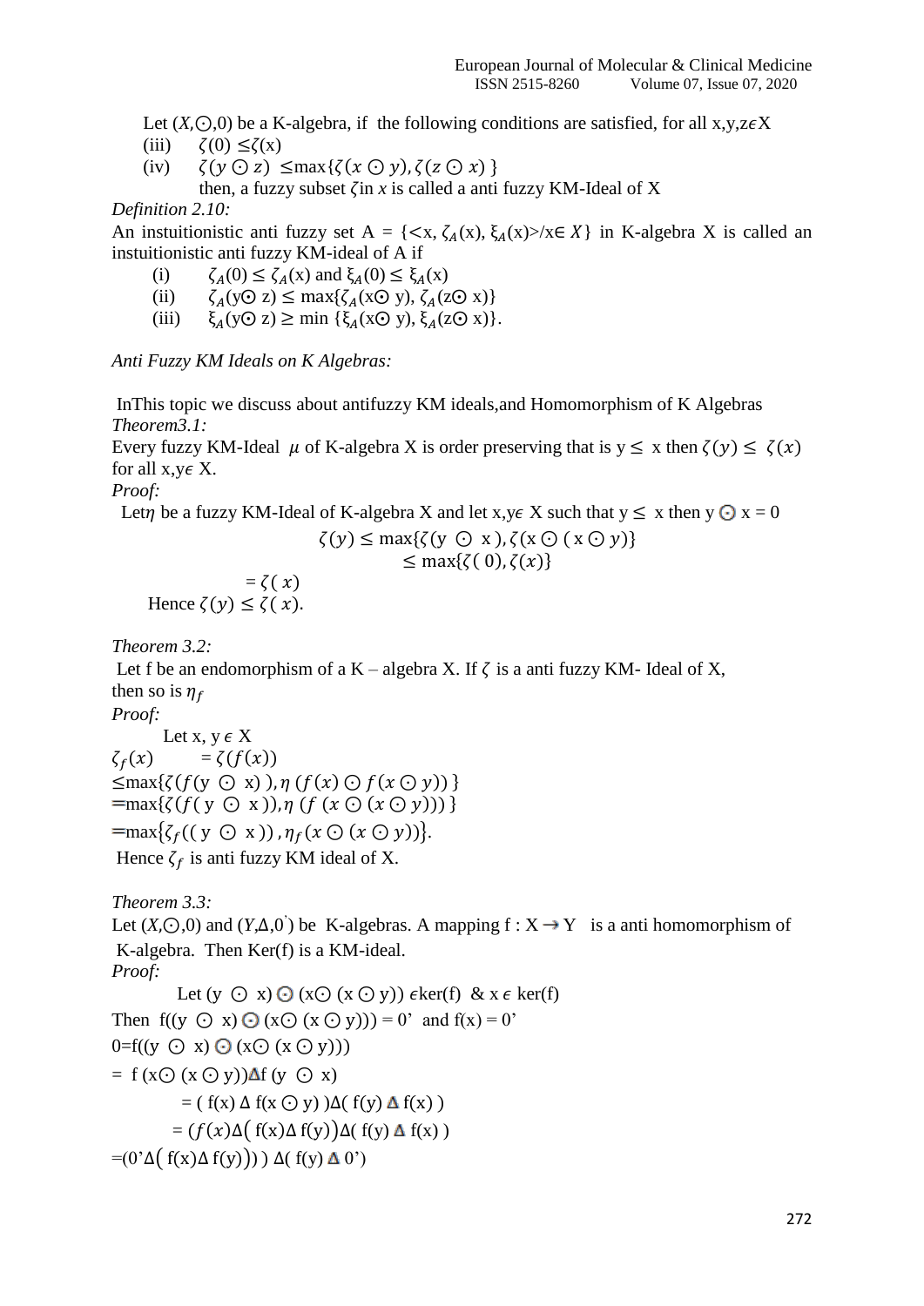Let $(X,\odot,0)$ be a K-algebra, if the following conditions are satisfied, for all $x,y,z\epsilon X$

(iii) $\zeta(0) \leq \zeta(x)$

(iv) $\zeta(y \odot z) \leq \max\{\zeta(x \odot y), \zeta(z \odot x)\}$

then, a fuzzy subset $\zeta$ in $x$ is called a anti fuzzy KM-Ideal of X

*Definition 2.10:*

An instuitionistic anti fuzzy set A = $\{<x, \zeta_A(x), \xi_A(x)>/x \in X\}$ in K-algebra X is called an instuitionistic anti fuzzy KM-ideal of A if

(i) $\zeta_A(0) \leq \zeta_A(x)$ and $\xi_A(0) \leq \xi_A(x)$

(ii) $\zeta_A(y\odot z) \leq \max\{\zeta_A(x\odot y), \zeta_A(z\odot x)\}$

(iii) $\xi_A(y\odot z) \geq \min\{\xi_A(x\odot y), \xi_A(z\odot x)\}$.

*Anti Fuzzy KM Ideals on K Algebras:*

InThis topic we discuss about antifuzzy KM ideals,and Homomorphism of K Algebras

*Theorem3.1:*

Every fuzzy KM-Ideal $\mu$ of K-algebra X is order preserving that is $y \leq x$ then $\zeta(y) \leq \zeta(x)$ for all $x,y\epsilon$ X.

*Proof:*

Let$\eta$ be a fuzzy KM-Ideal of K-algebra X and let $x,y\epsilon$ X such that $y \leq x$ then $y \odot x = 0$

$$\zeta(y) \leq \max\{\zeta(y \odot x), \zeta(x \odot (x \odot y)\}$$
$$\leq \max\{\zeta(0), \zeta(x)\}$$
$$= \zeta(x)$$

Hence $\zeta(y) \leq \zeta(x)$.

*Theorem 3.2:*

Let f be an endomorphism of a K – algebra X. If $\zeta$ is a anti fuzzy KM- Ideal of X, then so is $\eta_f$

*Proof:*

Let $x, y \epsilon$ X

$\zeta_f(x) \quad = \zeta(f(x))$

$\leq \max\{\zeta(f(y \odot x)), \eta(f(x) \odot f(x \odot y))\}$

$= \max\{\zeta(f(y \odot x)), \eta(f(x \odot (x \odot y)))\}$

$= \max\{\zeta_f((y \odot x)), \eta_f(x \odot (x \odot y))\}$.

Hence $\zeta_f$ is anti fuzzy KM ideal of X.

*Theorem 3.3:*

Let $(X,\odot,0)$ and $(Y,\Delta,0')$ be K-algebras. A mapping $f : X \to Y$ is a anti homomorphism of K-algebra. Then Ker(f) is a KM-ideal.

*Proof:*

Let $(y \odot x) \odot (x\odot (x \odot y)) \epsilon \ker(f)$ & $x \epsilon \ker(f)$

Then $f((y \odot x) \odot (x\odot (x \odot y))) = 0'$ and $f(x) = 0'$

$0=f((y \odot x) \odot (x\odot (x \odot y)))$

$= f(x\odot (x \odot y))\Delta f(y \odot x)$

$= (f(x) \Delta f(x \odot y))\Delta(f(y) \Delta f(x))$

$= (f(x)\Delta(f(x)\Delta f(y))\Delta(f(y) \Delta f(x))$

$=(0'\Delta(f(x)\Delta f(y)))\Delta(f(y) \Delta 0')$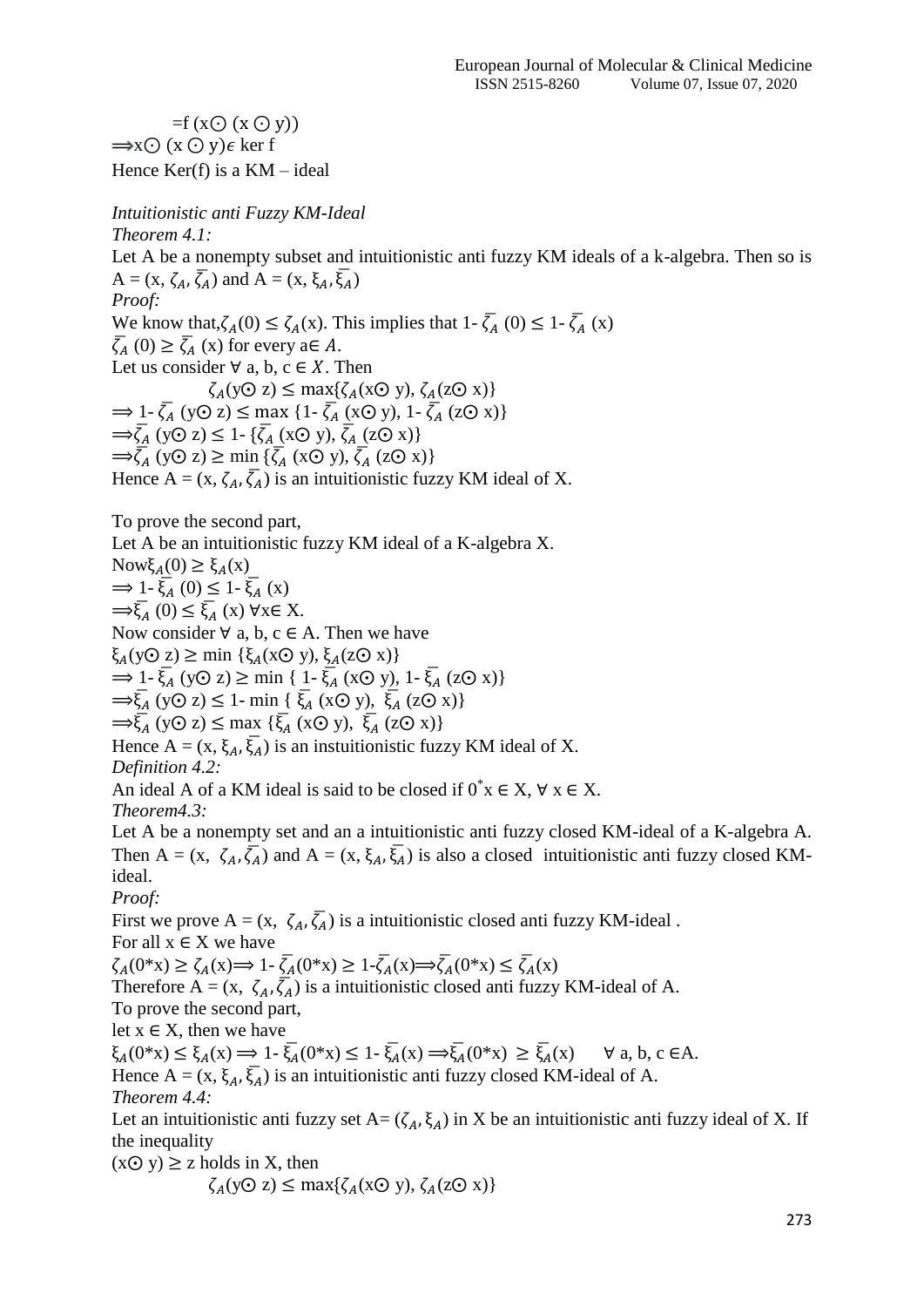$$=f\,(x\odot(x\odot y))$$

$\Longrightarrow x\odot(x\odot y)\epsilon$ ker f

Hence Ker(f) is a KM – ideal

*Intuitionistic anti Fuzzy KM-Ideal*

*Theorem 4.1:*

Let A be a nonempty subset and intuitionistic anti fuzzy KM ideals of a k-algebra. Then so is $A = (x, \zeta_A, \bar{\zeta_A})$ and $A = (x, \xi_A, \bar{\xi_A})$

*Proof:*

We know that, $\zeta_A(0) \leq \zeta_A(x)$. This implies that $1- \bar{\zeta_A}\,(0) \leq 1- \bar{\zeta_A}\,(x)$

$\bar{\zeta_A}\,(0) \geq \bar{\zeta_A}\,(x)$ for every $a\in A$.

Let us consider $\forall$ a, b, $c \in X$. Then

$$\zeta_A(y\odot z) \leq \max\{\zeta_A(x\odot y), \zeta_A(z\odot x)\}$$

$\Longrightarrow 1- \bar{\zeta_A}\,(y\odot z) \leq \max\,\{1- \bar{\zeta_A}\,(x\odot y), 1- \bar{\zeta_A}\,(z\odot x)\}$

$\Longrightarrow \bar{\zeta_A}\,(y\odot z) \leq 1- \{\bar{\zeta_A}\,(x\odot y), \bar{\zeta_A}\,(z\odot x)\}$

$\Longrightarrow \bar{\zeta_A}\,(y\odot z) \geq \min\,\{\bar{\zeta_A}\,(x\odot y), \bar{\zeta_A}\,(z\odot x)\}$

Hence $A = (x, \zeta_A, \bar{\zeta_A})$ is an intuitionistic fuzzy KM ideal of X.

To prove the second part,

Let A be an intuitionistic fuzzy KM ideal of a K-algebra X.

Now $\xi_A(0) \geq \xi_A(x)$

$\Longrightarrow 1- \bar{\xi_A}\,(0) \leq 1- \bar{\xi_A}\,(x)$

$\Longrightarrow \bar{\xi_A}\,(0) \leq \bar{\xi_A}\,(x)\ \forall x\in X$.

Now consider $\forall$ a, b, c $\in$ A. Then we have

$\xi_A(y\odot z) \geq \min\,\{\xi_A(x\odot y), \xi_A(z\odot x)\}$

$\Longrightarrow 1- \bar{\xi_A}\,(y\odot z) \geq \min\,\{\,1- \bar{\xi_A}\,(x\odot y), 1- \bar{\xi_A}\,(z\odot x)\}$

$\Longrightarrow \bar{\xi_A}\,(y\odot z) \leq 1- \min\,\{\,\bar{\xi_A}\,(x\odot y),\ \bar{\xi_A}\,(z\odot x)\}$

$\Longrightarrow \bar{\xi_A}\,(y\odot z) \leq \max\,\{\bar{\xi_A}\,(x\odot y),\ \bar{\xi_A}\,(z\odot x)\}$

Hence $A = (x, \xi_A, \bar{\xi_A})$ is an instuitionistic fuzzy KM ideal of X.

*Definition 4.2:*

An ideal A of a KM ideal is said to be closed if $0^*x \in X$, $\forall$ x $\in$ X.

*Theorem4.3:*

Let A be a nonempty set and an a intuitionistic anti fuzzy closed KM-ideal of a K-algebra A. Then $A = (x, \ \zeta_A, \bar{\zeta_A})$ and $A = (x, \xi_A, \bar{\xi_A})$ is also a closed intuitionistic anti fuzzy closed KM-ideal.

*Proof:*

First we prove $A = (x, \ \zeta_A, \bar{\zeta_A})$ is a intuitionistic closed anti fuzzy KM-ideal .

For all x $\in$ X we have

$\zeta_A(0{*}x) \geq \zeta_A(x) \Longrightarrow 1- \bar{\zeta_A}(0{*}x) \geq 1-\bar{\zeta_A}(x) \Longrightarrow \bar{\zeta_A}(0{*}x) \leq \bar{\zeta_A}(x)$

Therefore $A = (x, \ \zeta_A, \bar{\zeta_A})$ is a intuitionistic closed anti fuzzy KM-ideal of A.

To prove the second part,

let x $\in$ X, then we have

$\xi_A(0{*}x) \leq \xi_A(x) \Longrightarrow 1- \bar{\xi_A}(0{*}x) \leq 1- \bar{\xi_A}(x) \Longrightarrow \bar{\xi_A}(0{*}x)\ \geq \bar{\xi_A}(x) \qquad \forall$ a, b, c $\in$A.

Hence $A = (x, \xi_A, \bar{\xi_A})$ is an intuitionistic anti fuzzy closed KM-ideal of A.

*Theorem 4.4:*

Let an intuitionistic anti fuzzy set $A= (\zeta_A, \xi_A)$ in X be an intuitionistic anti fuzzy ideal of X. If the inequality

$(x\odot y) \geq z$ holds in X, then

$$\zeta_A(y\odot z) \leq \max\{\zeta_A(x\odot y), \zeta_A(z\odot x)\}$$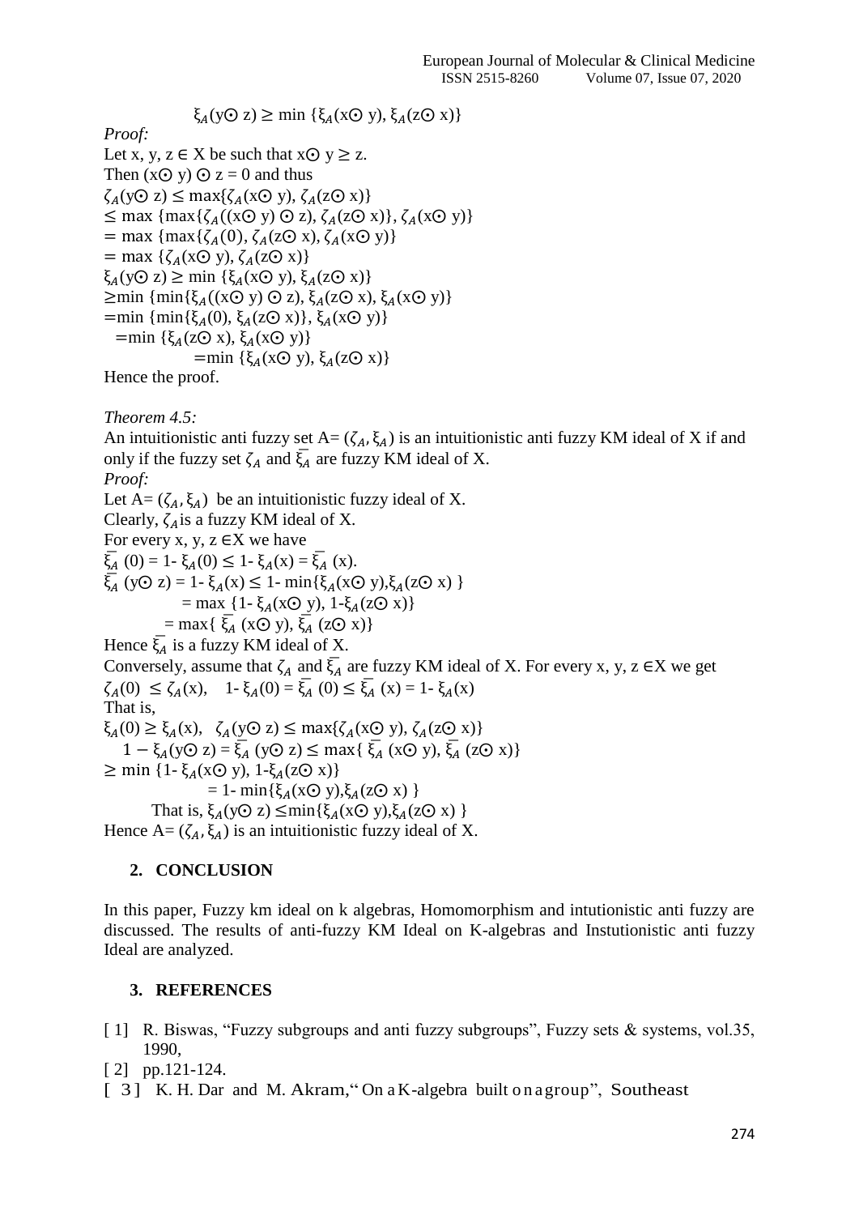$$\xi_A(y\odot z) \geq \min\{\xi_A(x\odot y), \xi_A(z\odot x)\}$$

*Proof:*

Let x, y, z ∈ X be such that $x\odot y \geq z$.

Then $(x\odot y) \odot z = 0$ and thus

$\zeta_A(y\odot z) \leq \max\{\zeta_A(x\odot y), \zeta_A(z\odot x)\}$

$\leq \max\{\max\{\zeta_A((x\odot y)\odot z), \zeta_A(z\odot x)\}, \zeta_A(x\odot y)\}$

$= \max\{\max\{\zeta_A(0), \zeta_A(z\odot x), \zeta_A(x\odot y)\}$

$= \max\{\zeta_A(x\odot y), \zeta_A(z\odot x)\}$

$\xi_A(y\odot z) \geq \min\{\xi_A(x\odot y), \xi_A(z\odot x)\}$

$\geq \min\{\min\{\xi_A((x\odot y)\odot z), \xi_A(z\odot x), \xi_A(x\odot y)\}$

$= \min\{\min\{\xi_A(0), \xi_A(z\odot x)\}, \xi_A(x\odot y)\}$

$= \min\{\xi_A(z\odot x), \xi_A(x\odot y)\}$

$= \min\{\xi_A(x\odot y), \xi_A(z\odot x)\}$

Hence the proof.

*Theorem 4.5:*

An intuitionistic anti fuzzy set $A = (\zeta_A, \xi_A)$ is an intuitionistic anti fuzzy KM ideal of X if and only if the fuzzy set $\zeta_A$ and $\bar{\xi_A}$ are fuzzy KM ideal of X.

*Proof:*

Let $A = (\zeta_A, \xi_A)$ be an intuitionistic fuzzy ideal of X.

Clearly, $\zeta_A$ is a fuzzy KM ideal of X.

For every x, y, z ∈X we have

$\bar{\xi_A}(0) = 1 - \xi_A(0) \leq 1 - \xi_A(x) = \bar{\xi_A}(x)$.

$\bar{\xi_A}(y\odot z) = 1 - \xi_A(x) \leq 1 - \min\{\xi_A(x\odot y), \xi_A(z\odot x)\}$

$= \max\{1 - \xi_A(x\odot y), 1 - \xi_A(z\odot x)\}$

$= \max\{\bar{\xi_A}(x\odot y), \bar{\xi_A}(z\odot x)\}$

Hence $\bar{\xi_A}$ is a fuzzy KM ideal of X.

Conversely, assume that $\zeta_A$ and $\bar{\xi_A}$ are fuzzy KM ideal of X. For every x, y, z ∈X we get

$\zeta_A(0) \leq \zeta_A(x)$, $\quad 1 - \xi_A(0) = \bar{\xi_A}(0) \leq \bar{\xi_A}(x) = 1 - \xi_A(x)$

That is,

$\xi_A(0) \geq \xi_A(x)$, $\quad \zeta_A(y\odot z) \leq \max\{\zeta_A(x\odot y), \zeta_A(z\odot x)\}$

$1 - \xi_A(y\odot z) = \bar{\xi_A}(y\odot z) \leq \max\{\bar{\xi_A}(x\odot y), \bar{\xi_A}(z\odot x)\}$

$\geq \min\{1 - \xi_A(x\odot y), 1 - \xi_A(z\odot x)\}$

$= 1 - \min\{\xi_A(x\odot y), \xi_A(z\odot x)\}$

That is, $\xi_A(y\odot z) \leq \min\{\xi_A(x\odot y), \xi_A(z\odot x)\}$

Hence $A = (\zeta_A, \xi_A)$ is an intuitionistic fuzzy ideal of X.

## 2. CONCLUSION

In this paper, Fuzzy km ideal on k algebras, Homomorphism and intutionistic anti fuzzy are discussed. The results of anti-fuzzy KM Ideal on K-algebras and Instutionistic anti fuzzy Ideal are analyzed.

## 3. REFERENCES

[ 1] R. Biswas, "Fuzzy subgroups and anti fuzzy subgroups", Fuzzy sets & systems, vol.35, 1990,

[ 2] pp.121-124.

[ 3 ] K. H. Dar and M. Akram," On a K-algebra built on a group", Southeast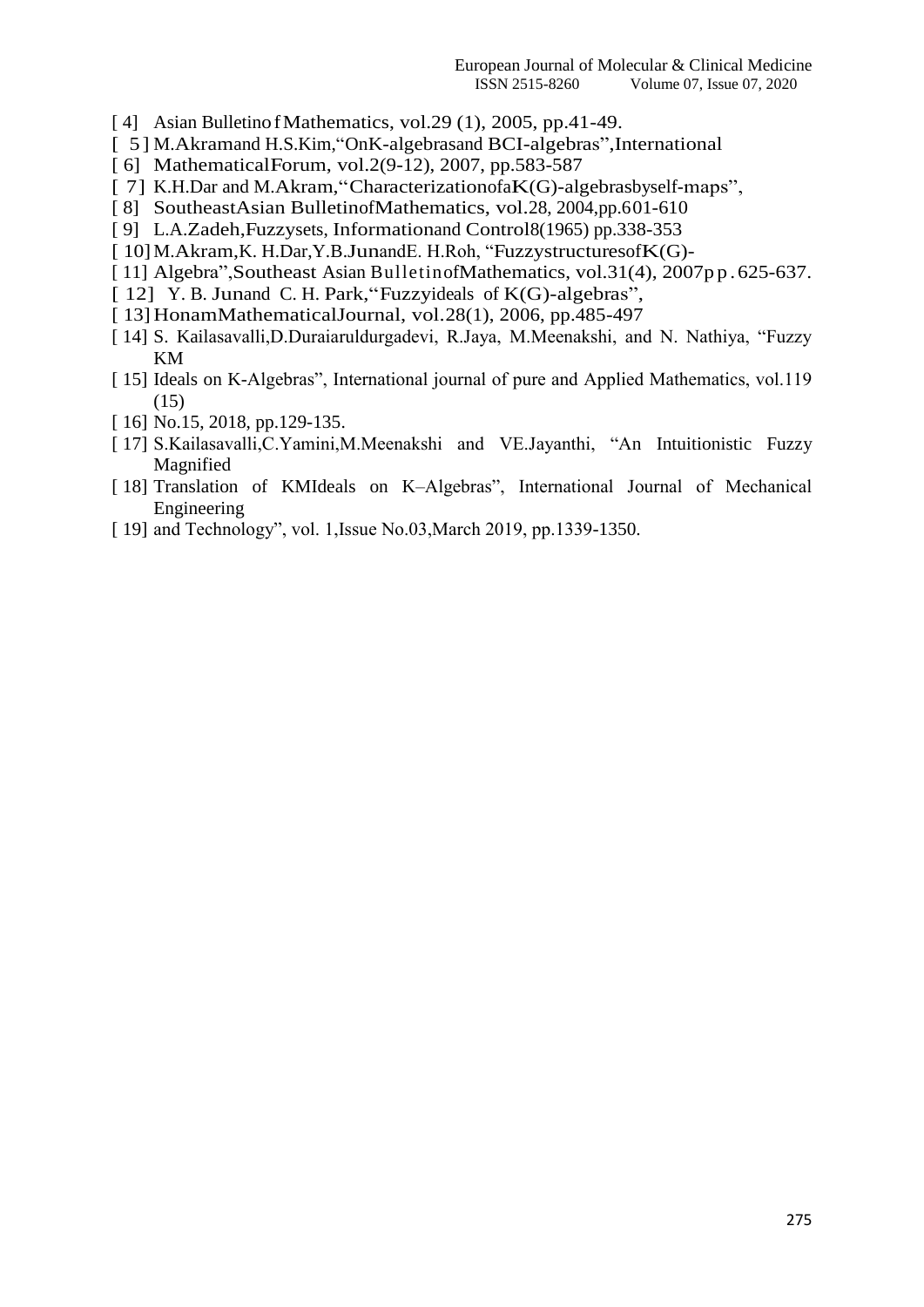[ 4] Asian Bulletino f Mathematics, vol.29 (1), 2005, pp.41-49.

[ 5 ] M.Akramand H.S.Kim,"OnK-algebrasand BCI-algebras",International

[ 6] MathematicalForum, vol.2(9-12), 2007, pp.583-587

[ 7] K.H.Dar and M.Akram,"CharacterizationofaK(G)-algebrasbyself-maps",

[ 8] SoutheastAsian BulletinofMathematics, vol.28, 2004,pp.601-610

[ 9] L.A.Zadeh,Fuzzysets, Informationand Control8(1965) pp.338-353

[ 10] M.Akram,K. H.Dar,Y.B.JunandE. H.Roh, "FuzzystructuresofK(G)-

[ 11] Algebra",Southeast Asian BulletinofMathematics, vol.31(4), 2007p p . 625-637.

[ 12] Y. B. Junand C. H. Park,"Fuzzyideals of K(G)-algebras",

[ 13] HonamMathematicalJournal, vol.28(1), 2006, pp.485-497

[ 14] S. Kailasavalli,D.Duraiaruldurgadevi, R.Jaya, M.Meenakshi, and N. Nathiya, "Fuzzy KM

[ 15] Ideals on K-Algebras", International journal of pure and Applied Mathematics, vol.119 (15)

[ 16] No.15, 2018, pp.129-135.

[ 17] S.Kailasavalli,C.Yamini,M.Meenakshi and VE.Jayanthi, "An Intuitionistic Fuzzy Magnified

[ 18] Translation of KMIdeals on K–Algebras", International Journal of Mechanical Engineering

[ 19] and Technology", vol. 1,Issue No.03,March 2019, pp.1339-1350.